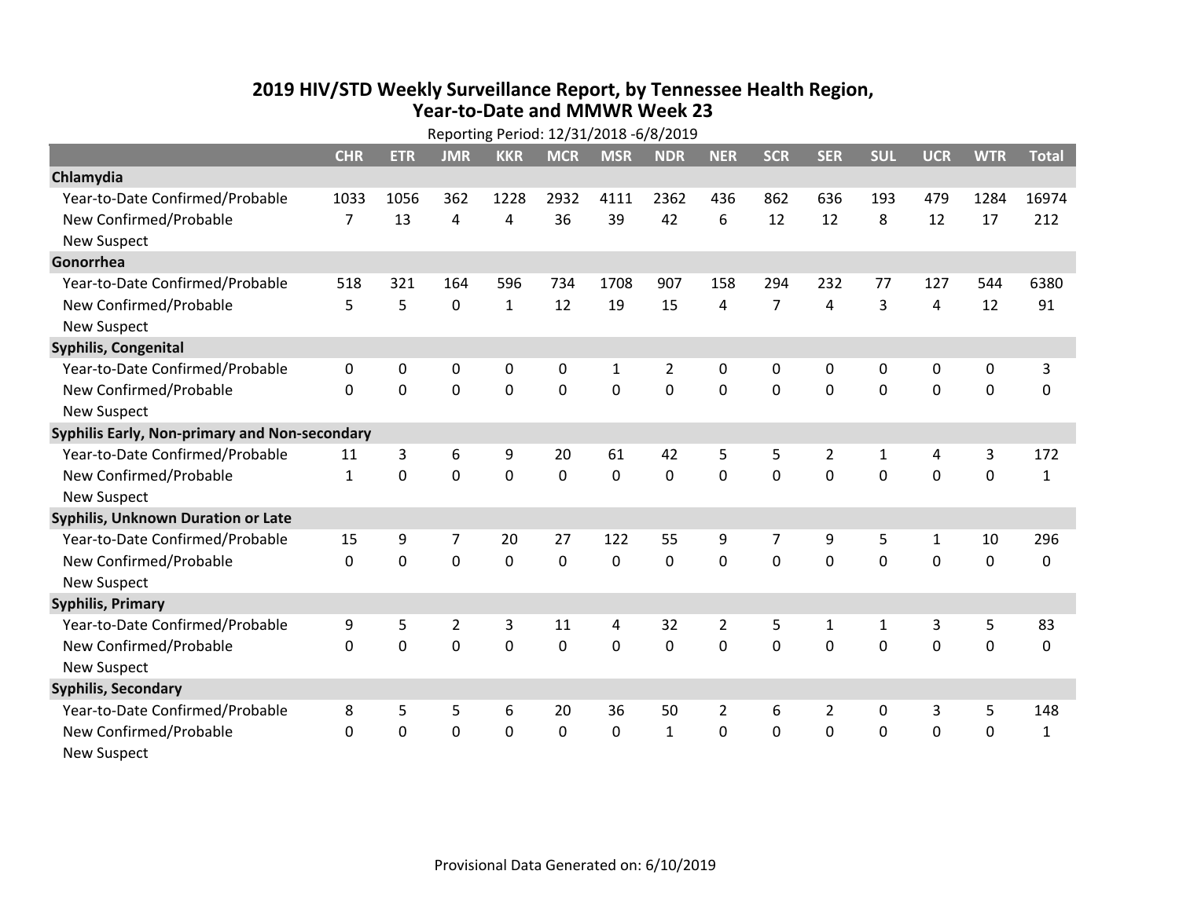# 2019 HIV/STD Weekly Surveillance Report, by Tennessee Health Region, Year-to-Date and MMWR Week 23

Reporting Period: 12/31/2018 -6/8/2019

| | CHR | ETR | JMR | KKR | MCR | MSR | NDR | NER | SCR | SER | SUL | UCR | WTR | Total |
|---|---|---|---|---|---|---|---|---|---|---|---|---|---|---|
| **Chlamydia** | | | | | | | | | | | | | | |
| Year-to-Date Confirmed/Probable | 1033 | 1056 | 362 | 1228 | 2932 | 4111 | 2362 | 436 | 862 | 636 | 193 | 479 | 1284 | 16974 |
| New Confirmed/Probable | 7 | 13 | 4 | 4 | 36 | 39 | 42 | 6 | 12 | 12 | 8 | 12 | 17 | 212 |
| New Suspect | | | | | | | | | | | | | | |
| **Gonorrhea** | | | | | | | | | | | | | | |
| Year-to-Date Confirmed/Probable | 518 | 321 | 164 | 596 | 734 | 1708 | 907 | 158 | 294 | 232 | 77 | 127 | 544 | 6380 |
| New Confirmed/Probable | 5 | 5 | 0 | 1 | 12 | 19 | 15 | 4 | 7 | 4 | 3 | 4 | 12 | 91 |
| New Suspect | | | | | | | | | | | | | | |
| **Syphilis, Congenital** | | | | | | | | | | | | | | |
| Year-to-Date Confirmed/Probable | 0 | 0 | 0 | 0 | 0 | 1 | 2 | 0 | 0 | 0 | 0 | 0 | 0 | 3 |
| New Confirmed/Probable | 0 | 0 | 0 | 0 | 0 | 0 | 0 | 0 | 0 | 0 | 0 | 0 | 0 | 0 |
| New Suspect | | | | | | | | | | | | | | |
| **Syphilis Early, Non-primary and Non-secondary** | | | | | | | | | | | | | | |
| Year-to-Date Confirmed/Probable | 11 | 3 | 6 | 9 | 20 | 61 | 42 | 5 | 5 | 2 | 1 | 4 | 3 | 172 |
| New Confirmed/Probable | 1 | 0 | 0 | 0 | 0 | 0 | 0 | 0 | 0 | 0 | 0 | 0 | 0 | 1 |
| New Suspect | | | | | | | | | | | | | | |
| **Syphilis, Unknown Duration or Late** | | | | | | | | | | | | | | |
| Year-to-Date Confirmed/Probable | 15 | 9 | 7 | 20 | 27 | 122 | 55 | 9 | 7 | 9 | 5 | 1 | 10 | 296 |
| New Confirmed/Probable | 0 | 0 | 0 | 0 | 0 | 0 | 0 | 0 | 0 | 0 | 0 | 0 | 0 | 0 |
| New Suspect | | | | | | | | | | | | | | |
| **Syphilis, Primary** | | | | | | | | | | | | | | |
| Year-to-Date Confirmed/Probable | 9 | 5 | 2 | 3 | 11 | 4 | 32 | 2 | 5 | 1 | 1 | 3 | 5 | 83 |
| New Confirmed/Probable | 0 | 0 | 0 | 0 | 0 | 0 | 0 | 0 | 0 | 0 | 0 | 0 | 0 | 0 |
| New Suspect | | | | | | | | | | | | | | |
| **Syphilis, Secondary** | | | | | | | | | | | | | | |
| Year-to-Date Confirmed/Probable | 8 | 5 | 5 | 6 | 20 | 36 | 50 | 2 | 6 | 2 | 0 | 3 | 5 | 148 |
| New Confirmed/Probable | 0 | 0 | 0 | 0 | 0 | 0 | 1 | 0 | 0 | 0 | 0 | 0 | 0 | 1 |
| New Suspect | | | | | | | | | | | | | | |

Provisional Data Generated on: 6/10/2019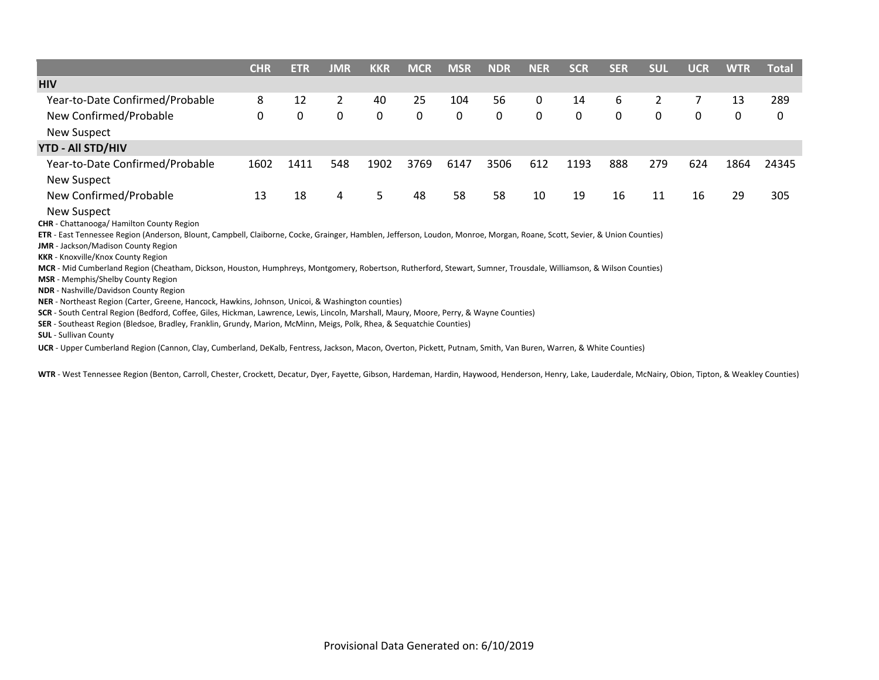| | CHR | ETR | JMR | KKR | MCR | MSR | NDR | NER | SCR | SER | SUL | UCR | WTR | Total |
|---|---|---|---|---|---|---|---|---|---|---|---|---|---|---|
| **HIV** | | | | | | | | | | | | | | |
| Year-to-Date Confirmed/Probable | 8 | 12 | 2 | 40 | 25 | 104 | 56 | 0 | 14 | 6 | 2 | 7 | 13 | 289 |
| New Confirmed/Probable | 0 | 0 | 0 | 0 | 0 | 0 | 0 | 0 | 0 | 0 | 0 | 0 | 0 | 0 |
| New Suspect | | | | | | | | | | | | | | |
| **YTD - All STD/HIV** | | | | | | | | | | | | | | |
| Year-to-Date Confirmed/Probable | 1602 | 1411 | 548 | 1902 | 3769 | 6147 | 3506 | 612 | 1193 | 888 | 279 | 624 | 1864 | 24345 |
| New Suspect | | | | | | | | | | | | | | |
| New Confirmed/Probable | 13 | 18 | 4 | 5 | 48 | 58 | 58 | 10 | 19 | 16 | 11 | 16 | 29 | 305 |
| New Suspect | | | | | | | | | | | | | | |

**CHR** - Chattanooga/ Hamilton County Region

**ETR** - East Tennessee Region (Anderson, Blount, Campbell, Claiborne, Cocke, Grainger, Hamblen, Jefferson, Loudon, Monroe, Morgan, Roane, Scott, Sevier, & Union Counties)

**JMR** - Jackson/Madison County Region

**KKR** - Knoxville/Knox County Region

**MCR** - Mid Cumberland Region (Cheatham, Dickson, Houston, Humphreys, Montgomery, Robertson, Rutherford, Stewart, Sumner, Trousdale, Williamson, & Wilson Counties)

**MSR** - Memphis/Shelby County Region

**NDR** - Nashville/Davidson County Region

**NER** - Northeast Region (Carter, Greene, Hancock, Hawkins, Johnson, Unicoi, & Washington counties)

**SCR** - South Central Region (Bedford, Coffee, Giles, Hickman, Lawrence, Lewis, Lincoln, Marshall, Maury, Moore, Perry, & Wayne Counties)

**SER** - Southeast Region (Bledsoe, Bradley, Franklin, Grundy, Marion, McMinn, Meigs, Polk, Rhea, & Sequatchie Counties)

**SUL** - Sullivan County

**UCR** - Upper Cumberland Region (Cannon, Clay, Cumberland, DeKalb, Fentress, Jackson, Macon, Overton, Pickett, Putnam, Smith, Van Buren, Warren, & White Counties)

**WTR** - West Tennessee Region (Benton, Carroll, Chester, Crockett, Decatur, Dyer, Fayette, Gibson, Hardeman, Hardin, Haywood, Henderson, Henry, Lake, Lauderdale, McNairy, Obion, Tipton, & Weakley Counties)

Provisional Data Generated on: 6/10/2019